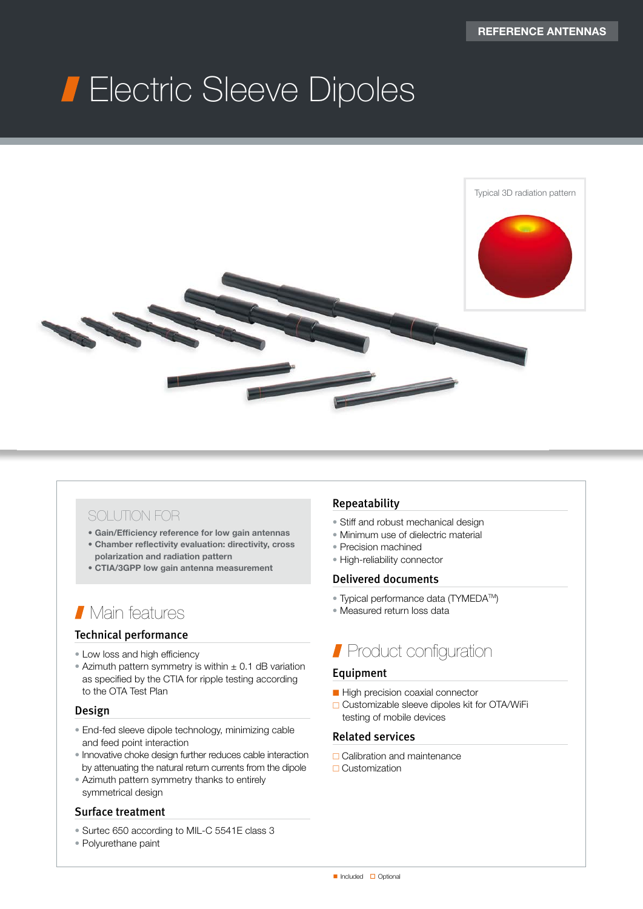REFERENCE ANTENNAS

# Electric Sleeve Dipoles

Typical 3D radiation pattern

## SOLUTION FOR

- **Gain/Efficiency reference for low gain antennas**
- **Chamber reflectivity evaluation: directivity, cross polarization and radiation pattern**
- **CTIA/3GPP low gain antenna measurement**

## Main features

### Technical performance

- Low loss and high efficiency
- Azimuth pattern symmetry is within ± 0.1 dB variation as specified by the CTIA for ripple testing according to the OTA Test Plan

### Design

- End-fed sleeve dipole technology, minimizing cable and feed point interaction
- Innovative choke design further reduces cable interaction by attenuating the natural return currents from the dipole
- Azimuth pattern symmetry thanks to entirely symmetrical design

### Surface treatment

- Surtec 650 according to MIL-C 5541E class 3
- Polyurethane paint

### Repeatability

- Stiff and robust mechanical design
- Minimum use of dielectric material
- Precision machined
- High-reliability connector

### Delivered documents

- Typical performance data (TYMEDA™)
- Measured return loss data

## Product configuration

### Equipment

- ■ High precision coaxial connector
- □ Customizable sleeve dipoles kit for OTA/WiFi testing of mobile devices

### Related services

- □ Calibration and maintenance
- □ Customization

■ Included □ Optional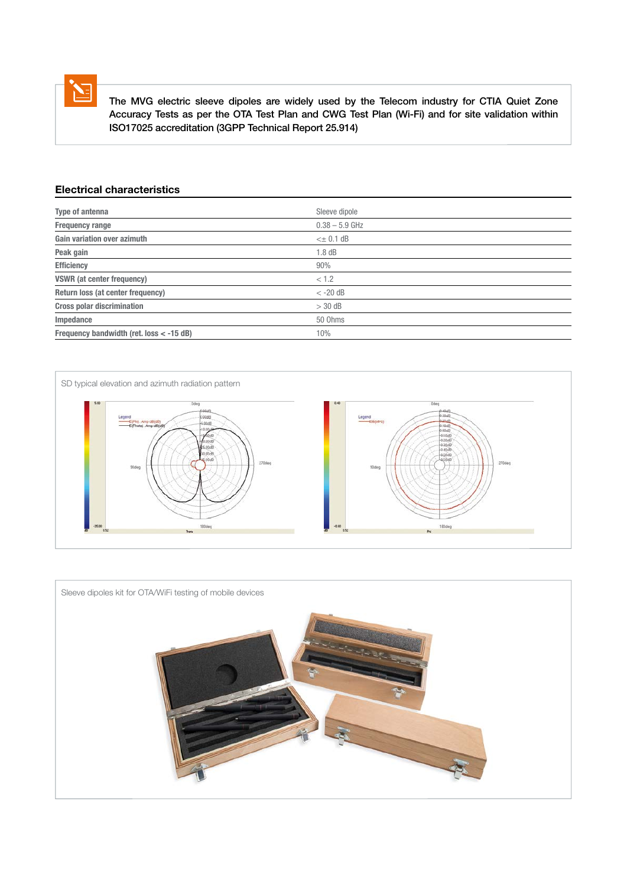The MVG electric sleeve dipoles are widely used by the Telecom industry for CTIA Quiet Zone Accuracy Tests as per the OTA Test Plan and CWG Test Plan (Wi-Fi) and for site validation within ISO17025 accreditation (3GPP Technical Report 25.914)

## Electrical characteristics

| Type of antenna | Sleeve dipole |
|---|---|
| Frequency range | 0.38 – 5.9 GHz |
| Gain variation over azimuth | <± 0.1 dB |
| Peak gain | 1.8 dB |
| Efficiency | 90% |
| VSWR (at center frequency) | < 1.2 |
| Return loss (at center frequency) | < -20 dB |
| Cross polar discrimination | > 30 dB |
| Impedance | 50 Ohms |
| Frequency bandwidth (ret. loss < -15 dB) | 10% |

SD typical elevation and azimuth radiation pattern

Sleeve dipoles kit for OTA/WiFi testing of mobile devices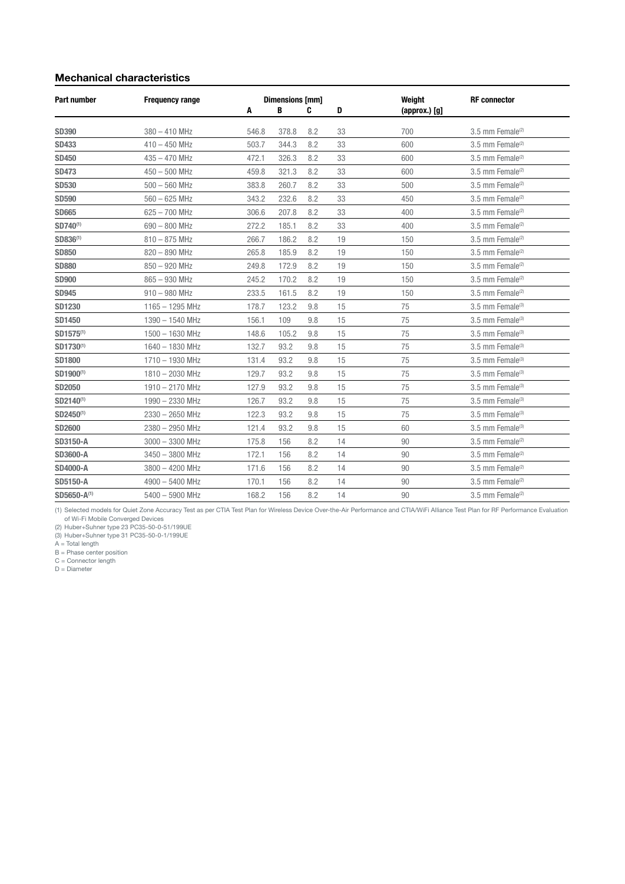## Mechanical characteristics

| Part number | Frequency range | Dimensions [mm] | | | | Weight (approx.) [g] | RF connector |
|---|---|---|---|---|---|---|---|
| | | A | B | C | D | | |
| **SD390** | 380 – 410 MHz | 546.8 | 378.8 | 8.2 | 33 | 700 | 3.5 mm Female[2] |
| **SD433** | 410 – 450 MHz | 503.7 | 344.3 | 8.2 | 33 | 600 | 3.5 mm Female[2] |
| **SD450** | 435 – 470 MHz | 472.1 | 326.3 | 8.2 | 33 | 600 | 3.5 mm Female[2] |
| **SD473** | 450 – 500 MHz | 459.8 | 321.3 | 8.2 | 33 | 600 | 3.5 mm Female[2] |
| **SD530** | 500 – 560 MHz | 383.8 | 260.7 | 8.2 | 33 | 500 | 3.5 mm Female[2] |
| **SD590** | 560 – 625 MHz | 343.2 | 232.6 | 8.2 | 33 | 450 | 3.5 mm Female[2] |
| **SD665** | 625 – 700 MHz | 306.6 | 207.8 | 8.2 | 33 | 400 | 3.5 mm Female[2] |
| **SD740**[1] | 690 – 800 MHz | 272.2 | 185.1 | 8.2 | 33 | 400 | 3.5 mm Female[2] |
| **SD836**[1] | 810 – 875 MHz | 266.7 | 186.2 | 8.2 | 19 | 150 | 3.5 mm Female[2] |
| **SD850** | 820 – 890 MHz | 265.8 | 185.9 | 8.2 | 19 | 150 | 3.5 mm Female[2] |
| **SD880** | 850 – 920 MHz | 249.8 | 172.9 | 8.2 | 19 | 150 | 3.5 mm Female[2] |
| **SD900** | 865 – 930 MHz | 245.2 | 170.2 | 8.2 | 19 | 150 | 3.5 mm Female[2] |
| **SD945** | 910 – 980 MHz | 233.5 | 161.5 | 8.2 | 19 | 150 | 3.5 mm Female[2] |
| **SD1230** | 1165 – 1295 MHz | 178.7 | 123.2 | 9.8 | 15 | 75 | 3.5 mm Female[3] |
| **SD1450** | 1390 – 1540 MHz | 156.1 | 109 | 9.8 | 15 | 75 | 3.5 mm Female[3] |
| **SD1575**[1] | 1500 – 1630 MHz | 148.6 | 105.2 | 9.8 | 15 | 75 | 3.5 mm Female[3] |
| **SD1730**[1] | 1640 – 1830 MHz | 132.7 | 93.2 | 9.8 | 15 | 75 | 3.5 mm Female[3] |
| **SD1800** | 1710 – 1930 MHz | 131.4 | 93.2 | 9.8 | 15 | 75 | 3.5 mm Female[3] |
| **SD1900**[1] | 1810 – 2030 MHz | 129.7 | 93.2 | 9.8 | 15 | 75 | 3.5 mm Female[3] |
| **SD2050** | 1910 – 2170 MHz | 127.9 | 93.2 | 9.8 | 15 | 75 | 3.5 mm Female[3] |
| **SD2140**[1] | 1990 – 2330 MHz | 126.7 | 93.2 | 9.8 | 15 | 75 | 3.5 mm Female[3] |
| **SD2450**[1] | 2330 – 2650 MHz | 122.3 | 93.2 | 9.8 | 15 | 75 | 3.5 mm Female[3] |
| **SD2600** | 2380 – 2950 MHz | 121.4 | 93.2 | 9.8 | 15 | 60 | 3.5 mm Female[3] |
| **SD3150-A** | 3000 – 3300 MHz | 175.8 | 156 | 8.2 | 14 | 90 | 3.5 mm Female[2] |
| **SD3600-A** | 3450 – 3800 MHz | 172.1 | 156 | 8.2 | 14 | 90 | 3.5 mm Female[2] |
| **SD4000-A** | 3800 – 4200 MHz | 171.6 | 156 | 8.2 | 14 | 90 | 3.5 mm Female[2] |
| **SD5150-A** | 4900 – 5400 MHz | 170.1 | 156 | 8.2 | 14 | 90 | 3.5 mm Female[2] |
| **SD5650-A**[1] | 5400 – 5900 MHz | 168.2 | 156 | 8.2 | 14 | 90 | 3.5 mm Female[2] |

(1) Selected models for Quiet Zone Accuracy Test as per CTIA Test Plan for Wireless Device Over-the-Air Performance and CTIA/WiFi Alliance Test Plan for RF Performance Evaluation of Wi-Fi Mobile Converged Devices
(2) Huber+Suhner type 23 PC35-50-0-51/199UE
(3) Huber+Suhner type 31 PC35-50-0-1/199UE
A = Total length
B = Phase center position
C = Connector length
D = Diameter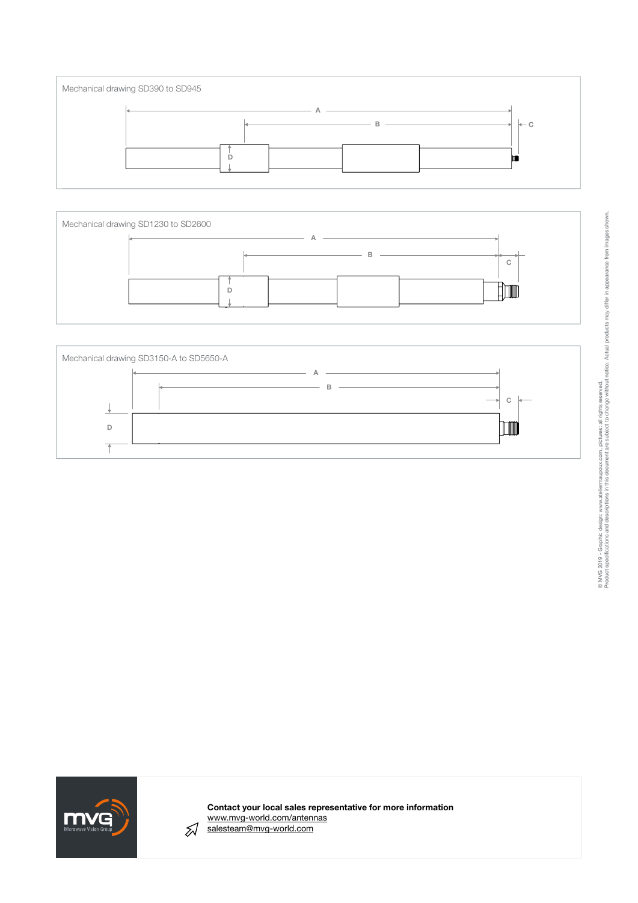Mechanical drawing SD390 to SD945

A

B

C

D

Mechanical drawing SD1230 to SD2600

A

B

C

D

Mechanical drawing SD3150-A to SD5650-A

A

B

C

D

© MVG 2019 - Graphic design: www.ateliermaupoux.com, pictures: all rights reserved.
Product specifications and descriptions in this document are subject to change without notice. Actual products may differ in appearance from images shown.

mvg Microwave Vision Group

**Contact your local sales representative for more information**
www.mvg-world.com/antennas
salesteam@mvg-world.com